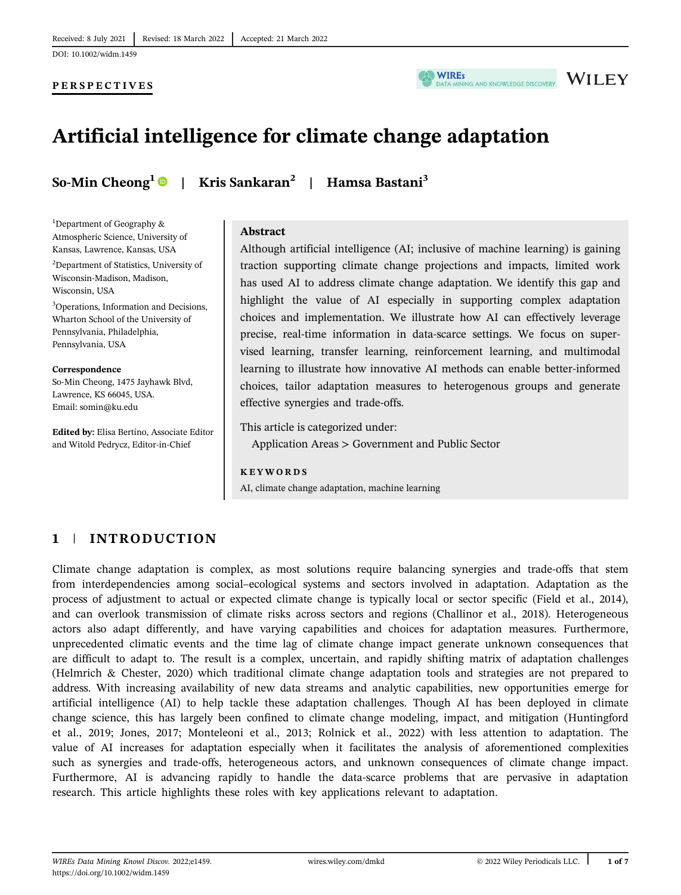Received: 8 July 2021 | Revised: 18 March 2022 | Accepted: 21 March 2022

DOI: 10.1002/widm.1459

**PERSPECTIVES**

# Artificial intelligence for climate change adaptation

**So-Min Cheong**[1] | **Kris Sankaran**[2] | **Hamsa Bastani**[3]

[1]Department of Geography & Atmospheric Science, University of Kansas, Lawrence, Kansas, USA

[2]Department of Statistics, University of Wisconsin-Madison, Madison, Wisconsin, USA

[3]Operations, Information and Decisions, Wharton School of the University of Pennsylvania, Philadelphia, Pennsylvania, USA

**Correspondence**
So-Min Cheong, 1475 Jayhawk Blvd, Lawrence, KS 66045, USA.
Email: somin@ku.edu

**Edited by:** Elisa Bertino, Associate Editor and Witold Pedrycz, Editor-in-Chief

## Abstract

Although artificial intelligence (AI; inclusive of machine learning) is gaining traction supporting climate change projections and impacts, limited work has used AI to address climate change adaptation. We identify this gap and highlight the value of AI especially in supporting complex adaptation choices and implementation. We illustrate how AI can effectively leverage precise, real-time information in data-scarce settings. We focus on supervised learning, transfer learning, reinforcement learning, and multimodal learning to illustrate how innovative AI methods can enable better-informed choices, tailor adaptation measures to heterogenous groups and generate effective synergies and trade-offs.

This article is categorized under:

Application Areas > Government and Public Sector

**KEYWORDS**

AI, climate change adaptation, machine learning

## 1 | INTRODUCTION

Climate change adaptation is complex, as most solutions require balancing synergies and trade-offs that stem from interdependencies among social–ecological systems and sectors involved in adaptation. Adaptation as the process of adjustment to actual or expected climate change is typically local or sector specific (Field et al., 2014), and can overlook transmission of climate risks across sectors and regions (Challinor et al., 2018). Heterogeneous actors also adapt differently, and have varying capabilities and choices for adaptation measures. Furthermore, unprecedented climatic events and the time lag of climate change impact generate unknown consequences that are difficult to adapt to. The result is a complex, uncertain, and rapidly shifting matrix of adaptation challenges (Helmrich & Chester, 2020) which traditional climate change adaptation tools and strategies are not prepared to address. With increasing availability of new data streams and analytic capabilities, new opportunities emerge for artificial intelligence (AI) to help tackle these adaptation challenges. Though AI has been deployed in climate change science, this has largely been confined to climate change modeling, impact, and mitigation (Huntingford et al., 2019; Jones, 2017; Monteleoni et al., 2013; Rolnick et al., 2022) with less attention to adaptation. The value of AI increases for adaptation especially when it facilitates the analysis of aforementioned complexities such as synergies and trade-offs, heterogeneous actors, and unknown consequences of climate change impact. Furthermore, AI is advancing rapidly to handle the data-scarce problems that are pervasive in adaptation research. This article highlights these roles with key applications relevant to adaptation.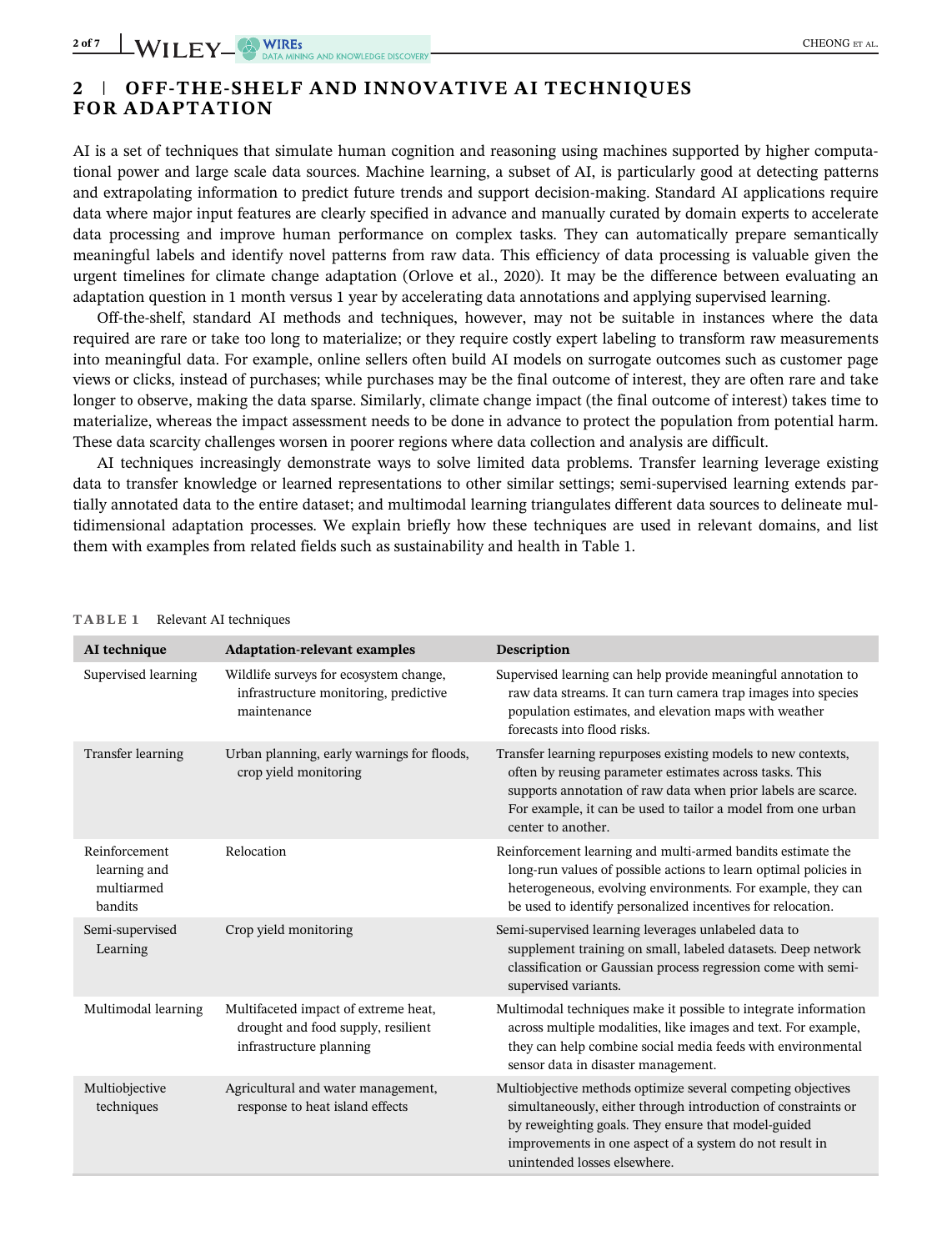## 2 | OFF-THE-SHELF AND INNOVATIVE AI TECHNIQUES FOR ADAPTATION

AI is a set of techniques that simulate human cognition and reasoning using machines supported by higher computational power and large scale data sources. Machine learning, a subset of AI, is particularly good at detecting patterns and extrapolating information to predict future trends and support decision-making. Standard AI applications require data where major input features are clearly specified in advance and manually curated by domain experts to accelerate data processing and improve human performance on complex tasks. They can automatically prepare semantically meaningful labels and identify novel patterns from raw data. This efficiency of data processing is valuable given the urgent timelines for climate change adaptation (Orlove et al., 2020). It may be the difference between evaluating an adaptation question in 1 month versus 1 year by accelerating data annotations and applying supervised learning.

Off-the-shelf, standard AI methods and techniques, however, may not be suitable in instances where the data required are rare or take too long to materialize; or they require costly expert labeling to transform raw measurements into meaningful data. For example, online sellers often build AI models on surrogate outcomes such as customer page views or clicks, instead of purchases; while purchases may be the final outcome of interest, they are often rare and take longer to observe, making the data sparse. Similarly, climate change impact (the final outcome of interest) takes time to materialize, whereas the impact assessment needs to be done in advance to protect the population from potential harm. These data scarcity challenges worsen in poorer regions where data collection and analysis are difficult.

AI techniques increasingly demonstrate ways to solve limited data problems. Transfer learning leverage existing data to transfer knowledge or learned representations to other similar settings; semi-supervised learning extends partially annotated data to the entire dataset; and multimodal learning triangulates different data sources to delineate multidimensional adaptation processes. We explain briefly how these techniques are used in relevant domains, and list them with examples from related fields such as sustainability and health in Table 1.

**TABLE 1** Relevant AI techniques

| AI technique | Adaptation-relevant examples | Description |
|---|---|---|
| Supervised learning | Wildlife surveys for ecosystem change, infrastructure monitoring, predictive maintenance | Supervised learning can help provide meaningful annotation to raw data streams. It can turn camera trap images into species population estimates, and elevation maps with weather forecasts into flood risks. |
| Transfer learning | Urban planning, early warnings for floods, crop yield monitoring | Transfer learning repurposes existing models to new contexts, often by reusing parameter estimates across tasks. This supports annotation of raw data when prior labels are scarce. For example, it can be used to tailor a model from one urban center to another. |
| Reinforcement learning and multiarmed bandits | Relocation | Reinforcement learning and multi-armed bandits estimate the long-run values of possible actions to learn optimal policies in heterogeneous, evolving environments. For example, they can be used to identify personalized incentives for relocation. |
| Semi-supervised Learning | Crop yield monitoring | Semi-supervised learning leverages unlabeled data to supplement training on small, labeled datasets. Deep network classification or Gaussian process regression come with semi-supervised variants. |
| Multimodal learning | Multifaceted impact of extreme heat, drought and food supply, resilient infrastructure planning | Multimodal techniques make it possible to integrate information across multiple modalities, like images and text. For example, they can help combine social media feeds with environmental sensor data in disaster management. |
| Multiobjective techniques | Agricultural and water management, response to heat island effects | Multiobjective methods optimize several competing objectives simultaneously, either through introduction of constraints or by reweighting goals. They ensure that model-guided improvements in one aspect of a system do not result in unintended losses elsewhere. |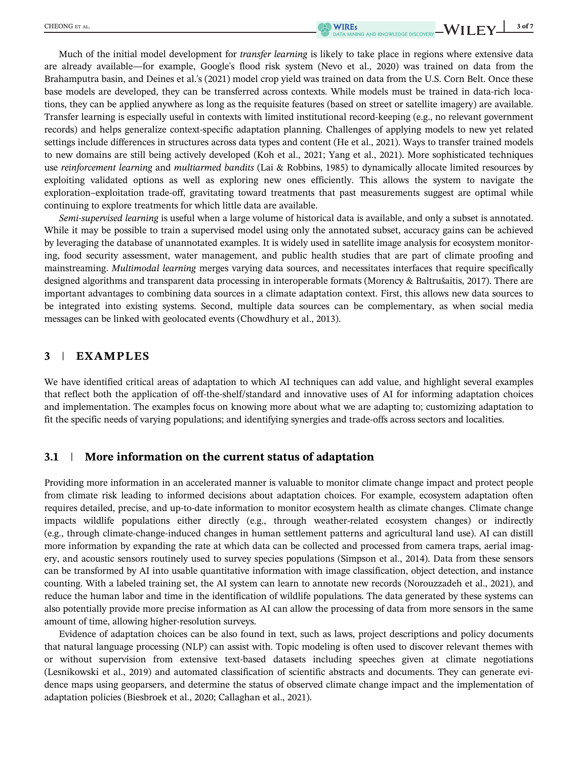Much of the initial model development for *transfer learning* is likely to take place in regions where extensive data are already available—for example, Google's flood risk system (Nevo et al., 2020) was trained on data from the Brahamputra basin, and Deines et al.'s (2021) model crop yield was trained on data from the U.S. Corn Belt. Once these base models are developed, they can be transferred across contexts. While models must be trained in data-rich locations, they can be applied anywhere as long as the requisite features (based on street or satellite imagery) are available. Transfer learning is especially useful in contexts with limited institutional record-keeping (e.g., no relevant government records) and helps generalize context-specific adaptation planning. Challenges of applying models to new yet related settings include differences in structures across data types and content (He et al., 2021). Ways to transfer trained models to new domains are still being actively developed (Koh et al., 2021; Yang et al., 2021). More sophisticated techniques use *reinforcement learning* and *multiarmed bandits* (Lai & Robbins, 1985) to dynamically allocate limited resources by exploiting validated options as well as exploring new ones efficiently. This allows the system to navigate the exploration–exploitation trade-off, gravitating toward treatments that past measurements suggest are optimal while continuing to explore treatments for which little data are available.

*Semi-supervised learning* is useful when a large volume of historical data is available, and only a subset is annotated. While it may be possible to train a supervised model using only the annotated subset, accuracy gains can be achieved by leveraging the database of unannotated examples. It is widely used in satellite image analysis for ecosystem monitoring, food security assessment, water management, and public health studies that are part of climate proofing and mainstreaming. *Multimodal learning* merges varying data sources, and necessitates interfaces that require specifically designed algorithms and transparent data processing in interoperable formats (Morency & Baltrušaitis, 2017). There are important advantages to combining data sources in a climate adaptation context. First, this allows new data sources to be integrated into existing systems. Second, multiple data sources can be complementary, as when social media messages can be linked with geolocated events (Chowdhury et al., 2013).

## 3 | EXAMPLES

We have identified critical areas of adaptation to which AI techniques can add value, and highlight several examples that reflect both the application of off-the-shelf/standard and innovative uses of AI for informing adaptation choices and implementation. The examples focus on knowing more about what we are adapting to; customizing adaptation to fit the specific needs of varying populations; and identifying synergies and trade-offs across sectors and localities.

### 3.1 | More information on the current status of adaptation

Providing more information in an accelerated manner is valuable to monitor climate change impact and protect people from climate risk leading to informed decisions about adaptation choices. For example, ecosystem adaptation often requires detailed, precise, and up-to-date information to monitor ecosystem health as climate changes. Climate change impacts wildlife populations either directly (e.g., through weather-related ecosystem changes) or indirectly (e.g., through climate-change-induced changes in human settlement patterns and agricultural land use). AI can distill more information by expanding the rate at which data can be collected and processed from camera traps, aerial imagery, and acoustic sensors routinely used to survey species populations (Simpson et al., 2014). Data from these sensors can be transformed by AI into usable quantitative information with image classification, object detection, and instance counting. With a labeled training set, the AI system can learn to annotate new records (Norouzzadeh et al., 2021), and reduce the human labor and time in the identification of wildlife populations. The data generated by these systems can also potentially provide more precise information as AI can allow the processing of data from more sensors in the same amount of time, allowing higher-resolution surveys.

Evidence of adaptation choices can be also found in text, such as laws, project descriptions and policy documents that natural language processing (NLP) can assist with. Topic modeling is often used to discover relevant themes with or without supervision from extensive text-based datasets including speeches given at climate negotiations (Lesnikowski et al., 2019) and automated classification of scientific abstracts and documents. They can generate evidence maps using geoparsers, and determine the status of observed climate change impact and the implementation of adaptation policies (Biesbroek et al., 2020; Callaghan et al., 2021).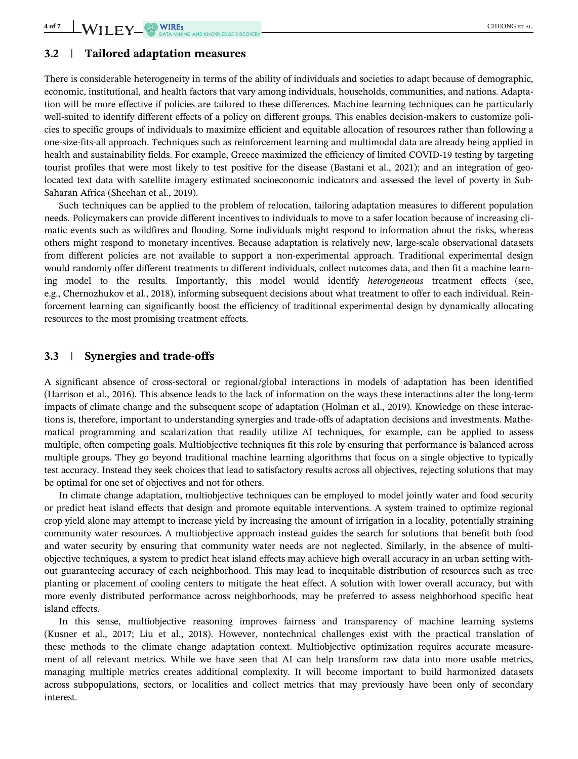## 3.2 | Tailored adaptation measures

There is considerable heterogeneity in terms of the ability of individuals and societies to adapt because of demographic, economic, institutional, and health factors that vary among individuals, households, communities, and nations. Adaptation will be more effective if policies are tailored to these differences. Machine learning techniques can be particularly well-suited to identify different effects of a policy on different groups. This enables decision-makers to customize policies to specific groups of individuals to maximize efficient and equitable allocation of resources rather than following a one-size-fits-all approach. Techniques such as reinforcement learning and multimodal data are already being applied in health and sustainability fields. For example, Greece maximized the efficiency of limited COVID-19 testing by targeting tourist profiles that were most likely to test positive for the disease (Bastani et al., 2021); and an integration of geolocated text data with satellite imagery estimated socioeconomic indicators and assessed the level of poverty in Sub-Saharan Africa (Sheehan et al., 2019).

Such techniques can be applied to the problem of relocation, tailoring adaptation measures to different population needs. Policymakers can provide different incentives to individuals to move to a safer location because of increasing climatic events such as wildfires and flooding. Some individuals might respond to information about the risks, whereas others might respond to monetary incentives. Because adaptation is relatively new, large-scale observational datasets from different policies are not available to support a non-experimental approach. Traditional experimental design would randomly offer different treatments to different individuals, collect outcomes data, and then fit a machine learning model to the results. Importantly, this model would identify *heterogeneous* treatment effects (see, e.g., Chernozhukov et al., 2018), informing subsequent decisions about what treatment to offer to each individual. Reinforcement learning can significantly boost the efficiency of traditional experimental design by dynamically allocating resources to the most promising treatment effects.

## 3.3 | Synergies and trade-offs

A significant absence of cross-sectoral or regional/global interactions in models of adaptation has been identified (Harrison et al., 2016). This absence leads to the lack of information on the ways these interactions alter the long-term impacts of climate change and the subsequent scope of adaptation (Holman et al., 2019). Knowledge on these interactions is, therefore, important to understanding synergies and trade-offs of adaptation decisions and investments. Mathematical programming and scalarization that readily utilize AI techniques, for example, can be applied to assess multiple, often competing goals. Multiobjective techniques fit this role by ensuring that performance is balanced across multiple groups. They go beyond traditional machine learning algorithms that focus on a single objective to typically test accuracy. Instead they seek choices that lead to satisfactory results across all objectives, rejecting solutions that may be optimal for one set of objectives and not for others.

In climate change adaptation, multiobjective techniques can be employed to model jointly water and food security or predict heat island effects that design and promote equitable interventions. A system trained to optimize regional crop yield alone may attempt to increase yield by increasing the amount of irrigation in a locality, potentially straining community water resources. A multiobjective approach instead guides the search for solutions that benefit both food and water security by ensuring that community water needs are not neglected. Similarly, in the absence of multiobjective techniques, a system to predict heat island effects may achieve high overall accuracy in an urban setting without guaranteeing accuracy of each neighborhood. This may lead to inequitable distribution of resources such as tree planting or placement of cooling centers to mitigate the heat effect. A solution with lower overall accuracy, but with more evenly distributed performance across neighborhoods, may be preferred to assess neighborhood specific heat island effects.

In this sense, multiobjective reasoning improves fairness and transparency of machine learning systems (Kusner et al., 2017; Liu et al., 2018). However, nontechnical challenges exist with the practical translation of these methods to the climate change adaptation context. Multiobjective optimization requires accurate measurement of all relevant metrics. While we have seen that AI can help transform raw data into more usable metrics, managing multiple metrics creates additional complexity. It will become important to build harmonized datasets across subpopulations, sectors, or localities and collect metrics that may previously have been only of secondary interest.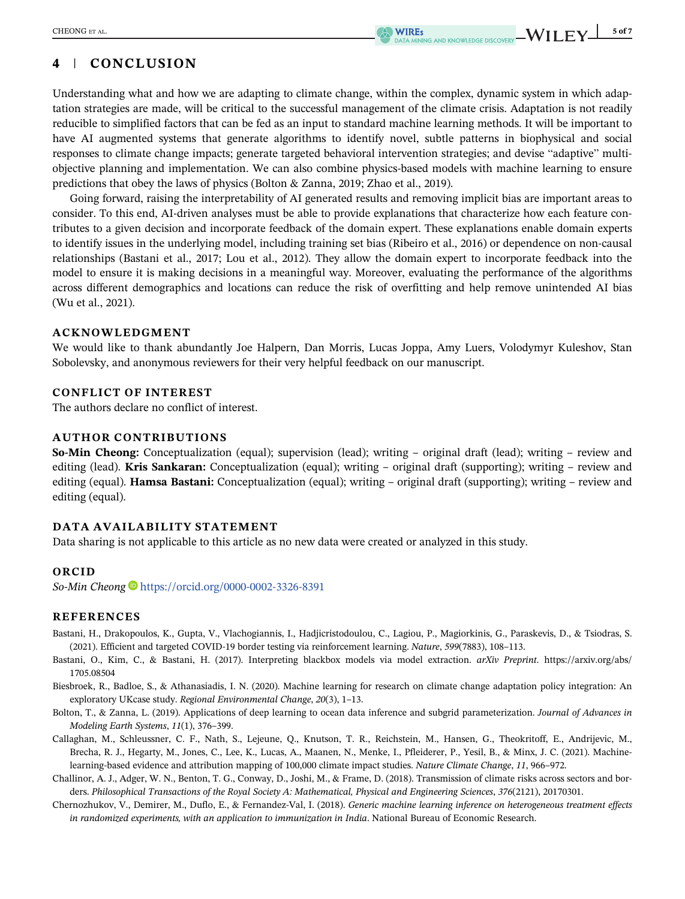## 4 | CONCLUSION

Understanding what and how we are adapting to climate change, within the complex, dynamic system in which adaptation strategies are made, will be critical to the successful management of the climate crisis. Adaptation is not readily reducible to simplified factors that can be fed as an input to standard machine learning methods. It will be important to have AI augmented systems that generate algorithms to identify novel, subtle patterns in biophysical and social responses to climate change impacts; generate targeted behavioral intervention strategies; and devise "adaptive" multi-objective planning and implementation. We can also combine physics-based models with machine learning to ensure predictions that obey the laws of physics (Bolton & Zanna, 2019; Zhao et al., 2019).

Going forward, raising the interpretability of AI generated results and removing implicit bias are important areas to consider. To this end, AI-driven analyses must be able to provide explanations that characterize how each feature contributes to a given decision and incorporate feedback of the domain expert. These explanations enable domain experts to identify issues in the underlying model, including training set bias (Ribeiro et al., 2016) or dependence on non-causal relationships (Bastani et al., 2017; Lou et al., 2012). They allow the domain expert to incorporate feedback into the model to ensure it is making decisions in a meaningful way. Moreover, evaluating the performance of the algorithms across different demographics and locations can reduce the risk of overfitting and help remove unintended AI bias (Wu et al., 2021).

### ACKNOWLEDGMENT

We would like to thank abundantly Joe Halpern, Dan Morris, Lucas Joppa, Amy Luers, Volodymyr Kuleshov, Stan Sobolevsky, and anonymous reviewers for their very helpful feedback on our manuscript.

### CONFLICT OF INTEREST

The authors declare no conflict of interest.

### AUTHOR CONTRIBUTIONS

**So-Min Cheong:** Conceptualization (equal); supervision (lead); writing – original draft (lead); writing – review and editing (lead). **Kris Sankaran:** Conceptualization (equal); writing – original draft (supporting); writing – review and editing (equal). **Hamsa Bastani:** Conceptualization (equal); writing – original draft (supporting); writing – review and editing (equal).

### DATA AVAILABILITY STATEMENT

Data sharing is not applicable to this article as no new data were created or analyzed in this study.

### ORCID

*So-Min Cheong* https://orcid.org/0000-0002-3326-8391

### REFERENCES

Bastani, H., Drakopoulos, K., Gupta, V., Vlachogiannis, I., Hadjicristodoulou, C., Lagiou, P., Magiorkinis, G., Paraskevis, D., & Tsiodras, S. (2021). Efficient and targeted COVID-19 border testing via reinforcement learning. *Nature*, *599*(7883), 108–113.

Bastani, O., Kim, C., & Bastani, H. (2017). Interpreting blackbox models via model extraction. *arXiv Preprint*. https://arxiv.org/abs/1705.08504

Biesbroek, R., Badloe, S., & Athanasiadis, I. N. (2020). Machine learning for research on climate change adaptation policy integration: An exploratory UKcase study. *Regional Environmental Change*, *20*(3), 1–13.

Bolton, T., & Zanna, L. (2019). Applications of deep learning to ocean data inference and subgrid parameterization. *Journal of Advances in Modeling Earth Systems*, *11*(1), 376–399.

Callaghan, M., Schleussner, C. F., Nath, S., Lejeune, Q., Knutson, T. R., Reichstein, M., Hansen, G., Theokritoff, E., Andrijevic, M., Brecha, R. J., Hegarty, M., Jones, C., Lee, K., Lucas, A., Maanen, N., Menke, I., Pfleiderer, P., Yesil, B., & Minx, J. C. (2021). Machine-learning-based evidence and attribution mapping of 100,000 climate impact studies. *Nature Climate Change*, *11*, 966–972.

Challinor, A. J., Adger, W. N., Benton, T. G., Conway, D., Joshi, M., & Frame, D. (2018). Transmission of climate risks across sectors and borders. *Philosophical Transactions of the Royal Society A: Mathematical, Physical and Engineering Sciences*, *376*(2121), 20170301.

Chernozhukov, V., Demirer, M., Duflo, E., & Fernandez-Val, I. (2018). *Generic machine learning inference on heterogeneous treatment effects in randomized experiments, with an application to immunization in India*. National Bureau of Economic Research.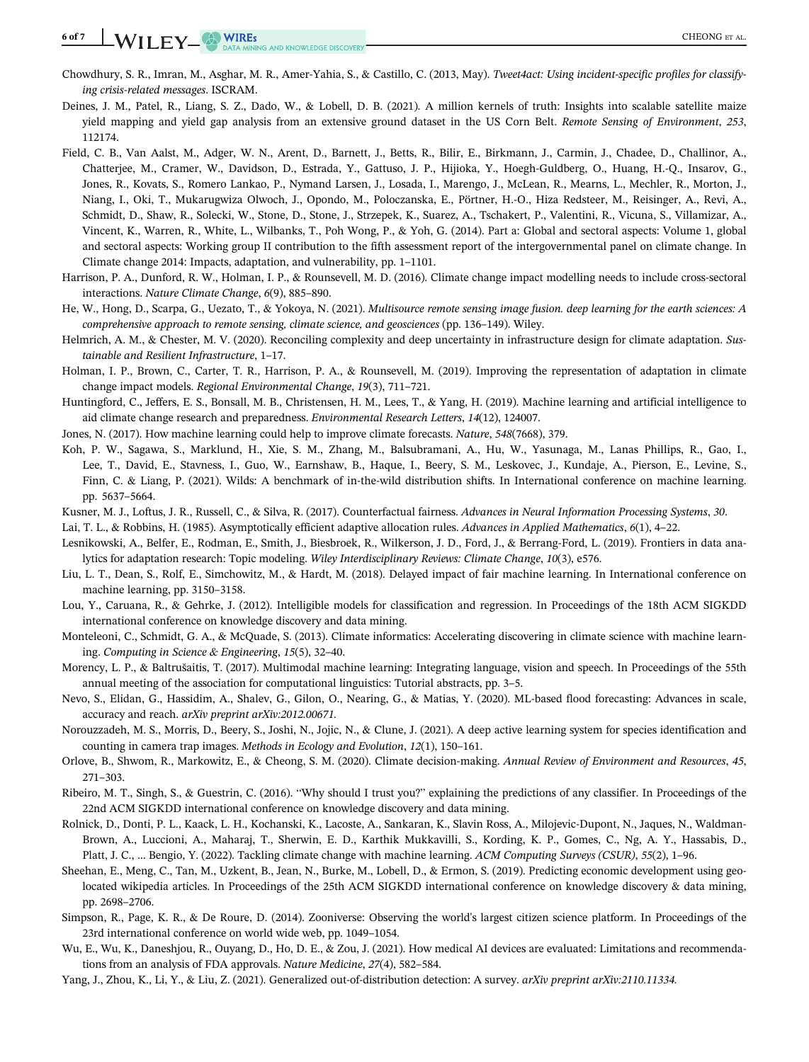Chowdhury, S. R., Imran, M., Asghar, M. R., Amer-Yahia, S., & Castillo, C. (2013, May). *Tweet4act: Using incident-specific profiles for classifying crisis-related messages*. ISCRAM.

Deines, J. M., Patel, R., Liang, S. Z., Dado, W., & Lobell, D. B. (2021). A million kernels of truth: Insights into scalable satellite maize yield mapping and yield gap analysis from an extensive ground dataset in the US Corn Belt. *Remote Sensing of Environment*, *253*, 112174.

Field, C. B., Van Aalst, M., Adger, W. N., Arent, D., Barnett, J., Betts, R., Bilir, E., Birkmann, J., Carmin, J., Chadee, D., Challinor, A., Chatterjee, M., Cramer, W., Davidson, D., Estrada, Y., Gattuso, J. P., Hijioka, Y., Hoegh-Guldberg, O., Huang, H.-Q., Insarov, G., Jones, R., Kovats, S., Romero Lankao, P., Nymand Larsen, J., Losada, I., Marengo, J., McLean, R., Mearns, L., Mechler, R., Morton, J., Niang, I., Oki, T., Mukarugwiza Olwoch, J., Opondo, M., Poloczanska, E., Pörtner, H.-O., Hiza Redsteer, M., Reisinger, A., Revi, A., Schmidt, D., Shaw, R., Solecki, W., Stone, D., Stone, J., Strzepek, K., Suarez, A., Tschakert, P., Valentini, R., Vicuna, S., Villamizar, A., Vincent, K., Warren, R., White, L., Wilbanks, T., Poh Wong, P., & Yoh, G. (2014). Part a: Global and sectoral aspects: Volume 1, global and sectoral aspects: Working group II contribution to the fifth assessment report of the intergovernmental panel on climate change. In Climate change 2014: Impacts, adaptation, and vulnerability, pp. 1–1101.

Harrison, P. A., Dunford, R. W., Holman, I. P., & Rounsevell, M. D. (2016). Climate change impact modelling needs to include cross-sectoral interactions. *Nature Climate Change*, *6*(9), 885–890.

He, W., Hong, D., Scarpa, G., Uezato, T., & Yokoya, N. (2021). *Multisource remote sensing image fusion. deep learning for the earth sciences: A comprehensive approach to remote sensing, climate science, and geosciences* (pp. 136–149). Wiley.

Helmrich, A. M., & Chester, M. V. (2020). Reconciling complexity and deep uncertainty in infrastructure design for climate adaptation. *Sustainable and Resilient Infrastructure*, 1–17.

Holman, I. P., Brown, C., Carter, T. R., Harrison, P. A., & Rounsevell, M. (2019). Improving the representation of adaptation in climate change impact models. *Regional Environmental Change*, *19*(3), 711–721.

Huntingford, C., Jeffers, E. S., Bonsall, M. B., Christensen, H. M., Lees, T., & Yang, H. (2019). Machine learning and artificial intelligence to aid climate change research and preparedness. *Environmental Research Letters*, *14*(12), 124007.

Jones, N. (2017). How machine learning could help to improve climate forecasts. *Nature*, *548*(7668), 379.

Koh, P. W., Sagawa, S., Marklund, H., Xie, S. M., Zhang, M., Balsubramani, A., Hu, W., Yasunaga, M., Lanas Phillips, R., Gao, I., Lee, T., David, E., Stavness, I., Guo, W., Earnshaw, B., Haque, I., Beery, S. M., Leskovec, J., Kundaje, A., Pierson, E., Levine, S., Finn, C. & Liang, P. (2021). Wilds: A benchmark of in-the-wild distribution shifts. In International conference on machine learning. pp. 5637–5664.

Kusner, M. J., Loftus, J. R., Russell, C., & Silva, R. (2017). Counterfactual fairness. *Advances in Neural Information Processing Systems*, *30*.

Lai, T. L., & Robbins, H. (1985). Asymptotically efficient adaptive allocation rules. *Advances in Applied Mathematics*, *6*(1), 4–22.

Lesnikowski, A., Belfer, E., Rodman, E., Smith, J., Biesbroek, R., Wilkerson, J. D., Ford, J., & Berrang-Ford, L. (2019). Frontiers in data analytics for adaptation research: Topic modeling. *Wiley Interdisciplinary Reviews: Climate Change*, *10*(3), e576.

Liu, L. T., Dean, S., Rolf, E., Simchowitz, M., & Hardt, M. (2018). Delayed impact of fair machine learning. In International conference on machine learning, pp. 3150–3158.

Lou, Y., Caruana, R., & Gehrke, J. (2012). Intelligible models for classification and regression. In Proceedings of the 18th ACM SIGKDD international conference on knowledge discovery and data mining.

Monteleoni, C., Schmidt, G. A., & McQuade, S. (2013). Climate informatics: Accelerating discovering in climate science with machine learning. *Computing in Science & Engineering*, *15*(5), 32–40.

Morency, L. P., & Baltrušaitis, T. (2017). Multimodal machine learning: Integrating language, vision and speech. In Proceedings of the 55th annual meeting of the association for computational linguistics: Tutorial abstracts, pp. 3–5.

Nevo, S., Elidan, G., Hassidim, A., Shalev, G., Gilon, O., Nearing, G., & Matias, Y. (2020). ML-based flood forecasting: Advances in scale, accuracy and reach. *arXiv preprint arXiv:2012.00671*.

Norouzzadeh, M. S., Morris, D., Beery, S., Joshi, N., Jojic, N., & Clune, J. (2021). A deep active learning system for species identification and counting in camera trap images. *Methods in Ecology and Evolution*, *12*(1), 150–161.

Orlove, B., Shwom, R., Markowitz, E., & Cheong, S. M. (2020). Climate decision-making. *Annual Review of Environment and Resources*, *45*, 271–303.

Ribeiro, M. T., Singh, S., & Guestrin, C. (2016). "Why should I trust you?" explaining the predictions of any classifier. In Proceedings of the 22nd ACM SIGKDD international conference on knowledge discovery and data mining.

Rolnick, D., Donti, P. L., Kaack, L. H., Kochanski, K., Lacoste, A., Sankaran, K., Slavin Ross, A., Milojevic-Dupont, N., Jaques, N., Waldman-Brown, A., Luccioni, A., Maharaj, T., Sherwin, E. D., Karthik Mukkavilli, S., Kording, K. P., Gomes, C., Ng, A. Y., Hassabis, D., Platt, J. C., … Bengio, Y. (2022). Tackling climate change with machine learning. *ACM Computing Surveys (CSUR)*, *55*(2), 1–96.

Sheehan, E., Meng, C., Tan, M., Uzkent, B., Jean, N., Burke, M., Lobell, D., & Ermon, S. (2019). Predicting economic development using geolocated wikipedia articles. In Proceedings of the 25th ACM SIGKDD international conference on knowledge discovery & data mining, pp. 2698–2706.

Simpson, R., Page, K. R., & De Roure, D. (2014). Zooniverse: Observing the world's largest citizen science platform. In Proceedings of the 23rd international conference on world wide web, pp. 1049–1054.

Wu, E., Wu, K., Daneshjou, R., Ouyang, D., Ho, D. E., & Zou, J. (2021). How medical AI devices are evaluated: Limitations and recommendations from an analysis of FDA approvals. *Nature Medicine*, *27*(4), 582–584.

Yang, J., Zhou, K., Li, Y., & Liu, Z. (2021). Generalized out-of-distribution detection: A survey. *arXiv preprint arXiv:2110.11334*.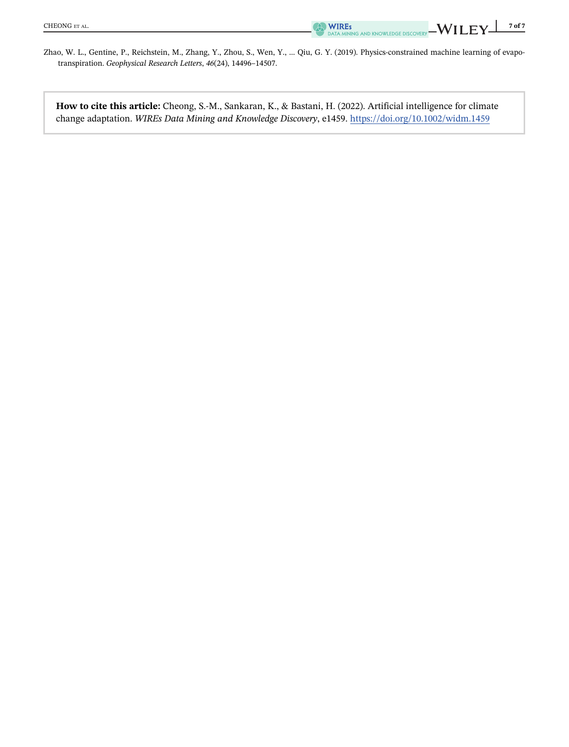Zhao, W. L., Gentine, P., Reichstein, M., Zhang, Y., Zhou, S., Wen, Y., … Qiu, G. Y. (2019). Physics-constrained machine learning of evapotranspiration. *Geophysical Research Letters*, *46*(24), 14496–14507.

**How to cite this article:** Cheong, S.-M., Sankaran, K., & Bastani, H. (2022). Artificial intelligence for climate change adaptation. *WIREs Data Mining and Knowledge Discovery*, e1459. https://doi.org/10.1002/widm.1459